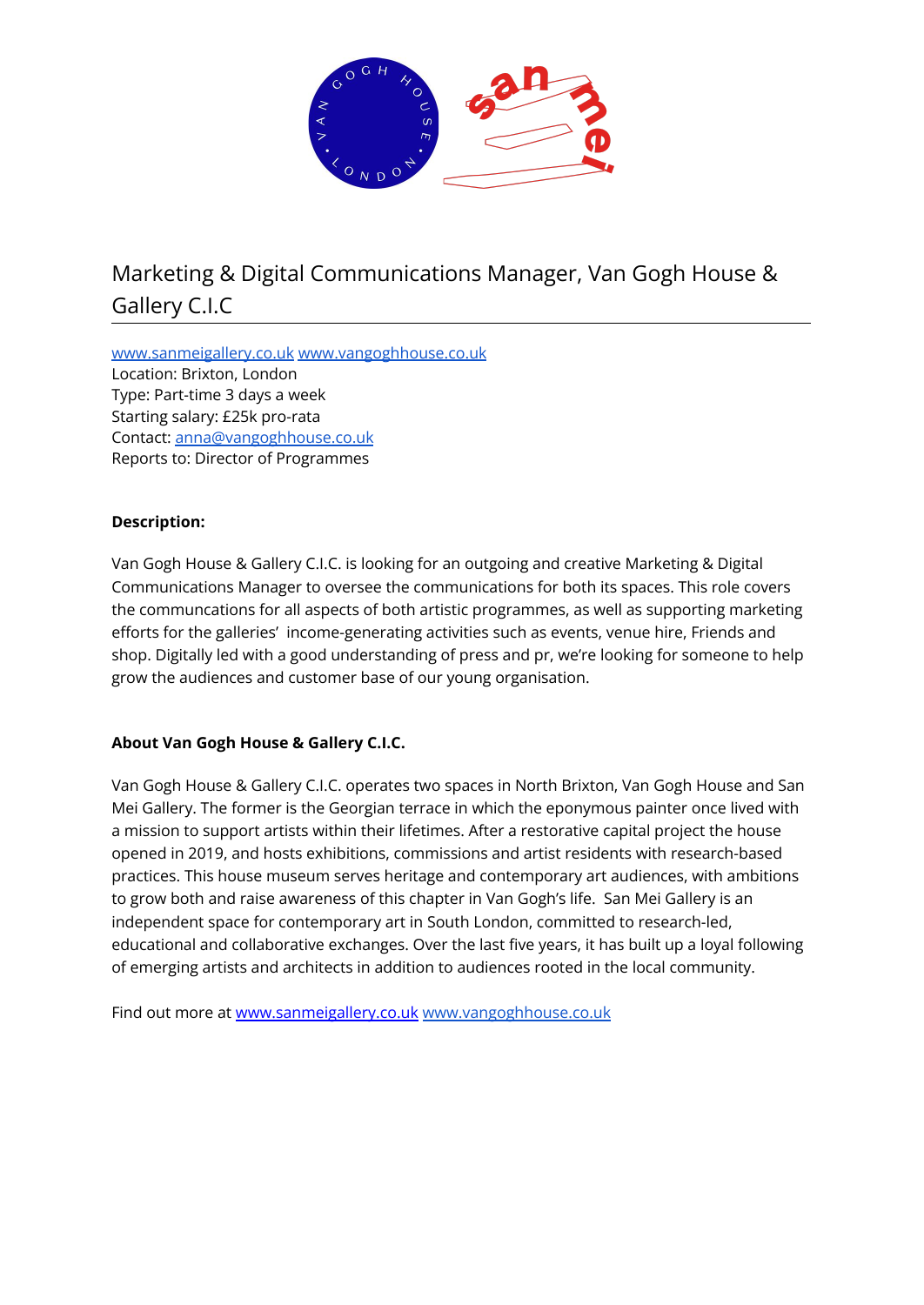# Marketing & Digital Communications Manager, Van Gogh House & Gallery C.I.C

www.sanmeigallery.co.uk www.vangoghhouse.co.uk
Location: Brixton, London
Type: Part-time 3 days a week
Starting salary: £25k pro-rata
Contact: anna@vangoghhouse.co.uk
Reports to: Director of Programmes

**Description:**

Van Gogh House & Gallery C.I.C. is looking for an outgoing and creative Marketing & Digital Communications Manager to oversee the communications for both its spaces. This role covers the communcations for all aspects of both artistic programmes, as well as supporting marketing efforts for the galleries' income-generating activities such as events, venue hire, Friends and shop. Digitally led with a good understanding of press and pr, we're looking for someone to help grow the audiences and customer base of our young organisation.

**About Van Gogh House & Gallery C.I.C.**

Van Gogh House & Gallery C.I.C. operates two spaces in North Brixton, Van Gogh House and San Mei Gallery. The former is the Georgian terrace in which the eponymous painter once lived with a mission to support artists within their lifetimes. After a restorative capital project the house opened in 2019, and hosts exhibitions, commissions and artist residents with research-based practices. This house museum serves heritage and contemporary art audiences, with ambitions to grow both and raise awareness of this chapter in Van Gogh's life. San Mei Gallery is an independent space for contemporary art in South London, committed to research-led, educational and collaborative exchanges. Over the last five years, it has built up a loyal following of emerging artists and architects in addition to audiences rooted in the local community.

Find out more at www.sanmeigallery.co.uk www.vangoghhouse.co.uk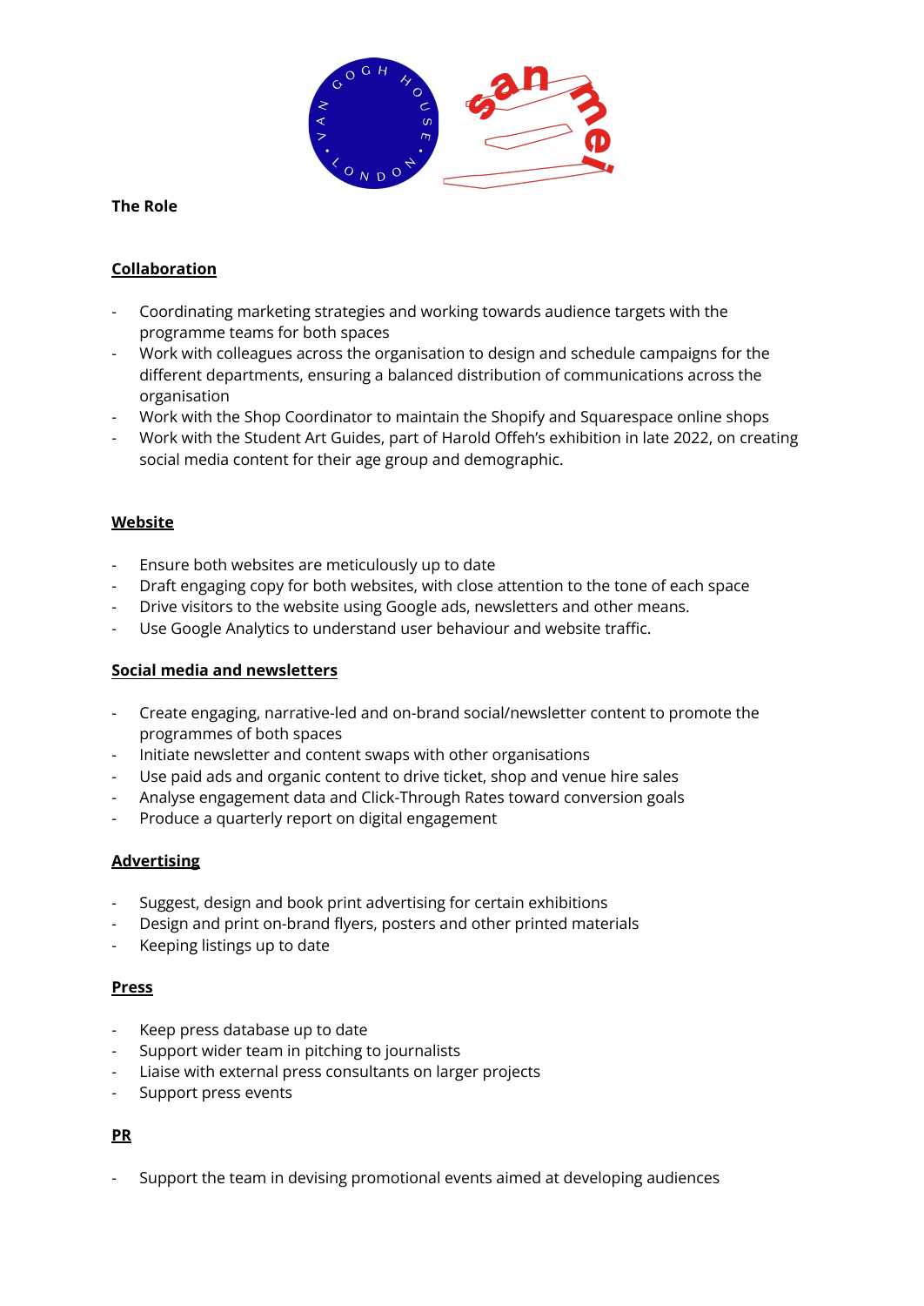**The Role**

## Collaboration

- Coordinating marketing strategies and working towards audience targets with the programme teams for both spaces
- Work with colleagues across the organisation to design and schedule campaigns for the different departments, ensuring a balanced distribution of communications across the organisation
- Work with the Shop Coordinator to maintain the Shopify and Squarespace online shops
- Work with the Student Art Guides, part of Harold Offeh's exhibition in late 2022, on creating social media content for their age group and demographic.

## Website

- Ensure both websites are meticulously up to date
- Draft engaging copy for both websites, with close attention to the tone of each space
- Drive visitors to the website using Google ads, newsletters and other means.
- Use Google Analytics to understand user behaviour and website traffic.

## Social media and newsletters

- Create engaging, narrative-led and on-brand social/newsletter content to promote the programmes of both spaces
- Initiate newsletter and content swaps with other organisations
- Use paid ads and organic content to drive ticket, shop and venue hire sales
- Analyse engagement data and Click-Through Rates toward conversion goals
- Produce a quarterly report on digital engagement

## Advertising

- Suggest, design and book print advertising for certain exhibitions
- Design and print on-brand flyers, posters and other printed materials
- Keeping listings up to date

## Press

- Keep press database up to date
- Support wider team in pitching to journalists
- Liaise with external press consultants on larger projects
- Support press events

## PR

- Support the team in devising promotional events aimed at developing audiences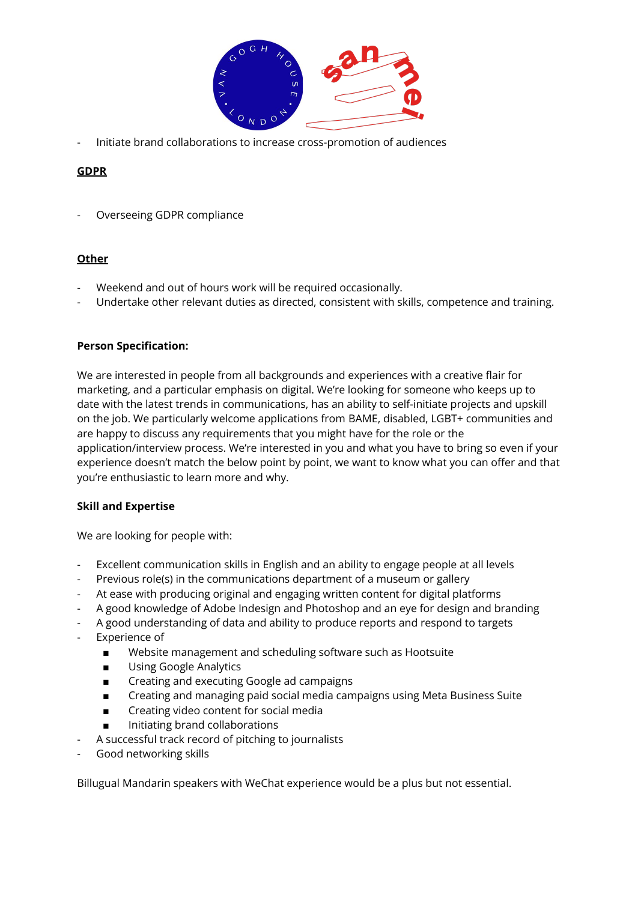- Initiate brand collaborations to increase cross-promotion of audiences

**GDPR**

- Overseeing GDPR compliance

**Other**

- Weekend and out of hours work will be required occasionally.
- Undertake other relevant duties as directed, consistent with skills, competence and training.

**Person Specification:**

We are interested in people from all backgrounds and experiences with a creative flair for marketing, and a particular emphasis on digital. We're looking for someone who keeps up to date with the latest trends in communications, has an ability to self-initiate projects and upskill on the job. We particularly welcome applications from BAME, disabled, LGBT+ communities and are happy to discuss any requirements that you might have for the role or the application/interview process. We're interested in you and what you have to bring so even if your experience doesn't match the below point by point, we want to know what you can offer and that you're enthusiastic to learn more and why.

**Skill and Expertise**

We are looking for people with:

- Excellent communication skills in English and an ability to engage people at all levels
- Previous role(s) in the communications department of a museum or gallery
- At ease with producing original and engaging written content for digital platforms
- A good knowledge of Adobe Indesign and Photoshop and an eye for design and branding
- A good understanding of data and ability to produce reports and respond to targets
- Experience of
  - Website management and scheduling software such as Hootsuite
  - Using Google Analytics
  - Creating and executing Google ad campaigns
  - Creating and managing paid social media campaigns using Meta Business Suite
  - Creating video content for social media
  - Initiating brand collaborations
- A successful track record of pitching to journalists
- Good networking skills

Billugual Mandarin speakers with WeChat experience would be a plus but not essential.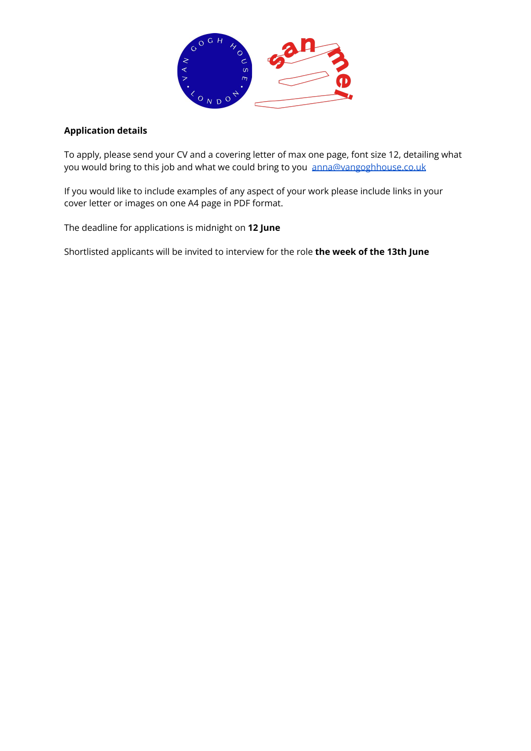**Application details**

To apply, please send your CV and a covering letter of max one page, font size 12, detailing what you would bring to this job and what we could bring to you anna@vangoghhouse.co.uk

If you would like to include examples of any aspect of your work please include links in your cover letter or images on one A4 page in PDF format.

The deadline for applications is midnight on **12 June**

Shortlisted applicants will be invited to interview for the role **the week of the 13th June**